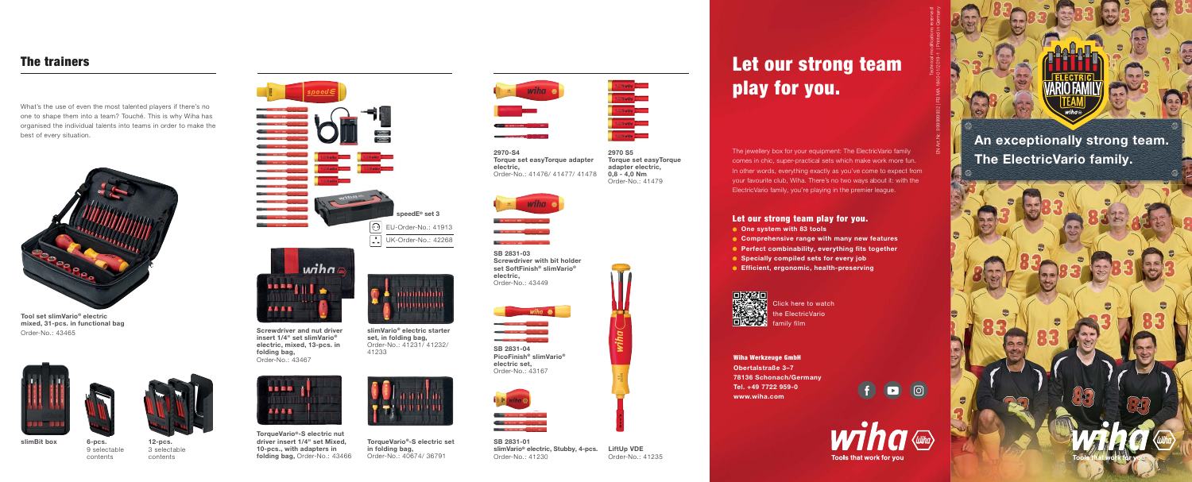## The trainers

What's the use of even the most talented players if there's no one to shape them into a team? Touché. This is why Wiha has organised the individual talents into teams in order to make the best of every situation.

**Tool set slimVario® electric mixed, 31-pcs. in functional bag**
Order-No.: 43465

**slimBit box**

**6-pcs.**
9 selectable contents

**12-pcs.**
3 selectable contents

**speedE® set 3**
EU-Order-No.: 41913
UK-Order-No.: 42268

**Screwdriver and nut driver insert 1/4" set slimVario® electric, mixed, 13-pcs. in folding bag,**
Order-No.: 43467

**slimVario® electric starter set, in folding bag,**
Order-No.: 41231/ 41232/ 41233

**TorqueVario®-S electric nut driver insert 1/4" set Mixed, 10-pcs., with adapters in folding bag,** Order-No.: 43466

**TorqueVario®-S electric set in folding bag,**
Order-No.: 40674/ 36791

**2970-S4**
**Torque set easyTorque adapter electric,**
Order-No.: 41476/ 41477/ 41478

**2970 S5**
**Torque set easyTorque adapter electric, 0,8 - 4,0 Nm**
Order-No.: 41479

**SB 2831-03**
**Screwdriver with bit holder set SoftFinish® slimVario® electric,**
Order-No.: 43449

**SB 2831-04**
**PicoFinish® slimVario® electric set,**
Order-No.: 43167

**SB 2831-01**
**slimVario® electric, Stubby, 4-pcs.**
Order-No.: 41230

**LiftUp VDE**
Order-No.: 41235

# Let our strong team play for you.

The jewellery box for your equipment: The ElectricVario family comes in chic, super-practical sets which make work more fun. In other words, everything exactly as you've come to expect from your favourite club, Wiha. There's no two ways about it: with the ElectricVario family, you're playing in the premier league.

### Let our strong team play for you.

- **One system with 83 tools**
- **Comprehensive range with many new features**
- **Perfect combinability, everything fits together**
- **Specially compiled sets for every job**
- **Efficient, ergonomic, health-preserving**

Click here to watch the ElectricVario family film

**Wiha Werkzeuge GmbH**
**Obertalstraße 3–7**
**78136 Schonach/Germany**
**Tel. +49 7722 959-0**
**www.wiha.com**

Tools that work for you

Technical modifications reserved
EN Art.-Nr. 999999982 | BU WIA 19/05/012019-1 | Printed in Germany

## An exceptionally strong team. The ElectricVario family.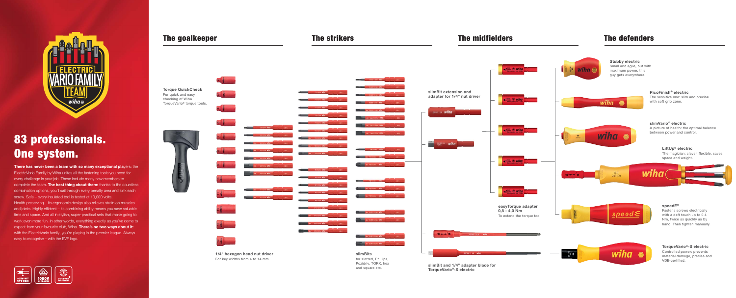# 83 professionals. One system.

**There has never been a team with so many exceptional pla**yers: the ElectricVario Family by Wiha unites all the fastening tools you need for every challenge in your job. These include many new members to complete the team. **The best thing about them:** thanks to the countless combination options, you'll sail through every penalty area and sink each screw. Safe – every insulated tool is tested at 10,000 volts. Health-preserving – its ergonomic design also relieves strain on muscles and joints. Highly efficient – its combining ability means you save valuable time and space. And all in stylish, super-practical sets that make going to work even more fun. In other words, everything exactly as you've come to expect from your favourite club, Wiha. **There's no two ways about it:** with the ElectricVario family, you're playing in the premier league. Always easy to recognise – with the EVF logo.

## The goalkeeper

**Torque QuickCheck**
For quick and easy checking of Wiha TorqueVario® torque tools.

## The strikers

**1/4" hexagon head nut driver**
For key widths from 4 to 14 mm.

**slimBits**
for slotted, Phillips, Pozidriv, TORX, hex and square etc.

## The midfielders

**slimBit extension and adapter for 1/4" nut driver**

**easyTorque adapter**
**0,8 - 4,0 Nm**
To extend the torque tool

**slimBit and 1/4" adapter blade for TorqueVario®-S electric**

## The defenders

**Stubby electric**
Small and agile, but with maximum power, this guy gets everywhere.

**PicoFinish® electric**
The sensitive one: slim and precise with soft grip zone.

**slimVario® electric**
A picture of health: the optimal balance between power and control.

**LiftUp® electric**
The magician: clever, flexible, saves space and weight.

**speedE®**
Fastens screws electrically with a deft touch up to 0.4 Nm, twice as quickly as by hand! Then tighten manually.

**TorqueVario®-S electric**
Controlled power: prevents material damage, precise and VDE-certified.